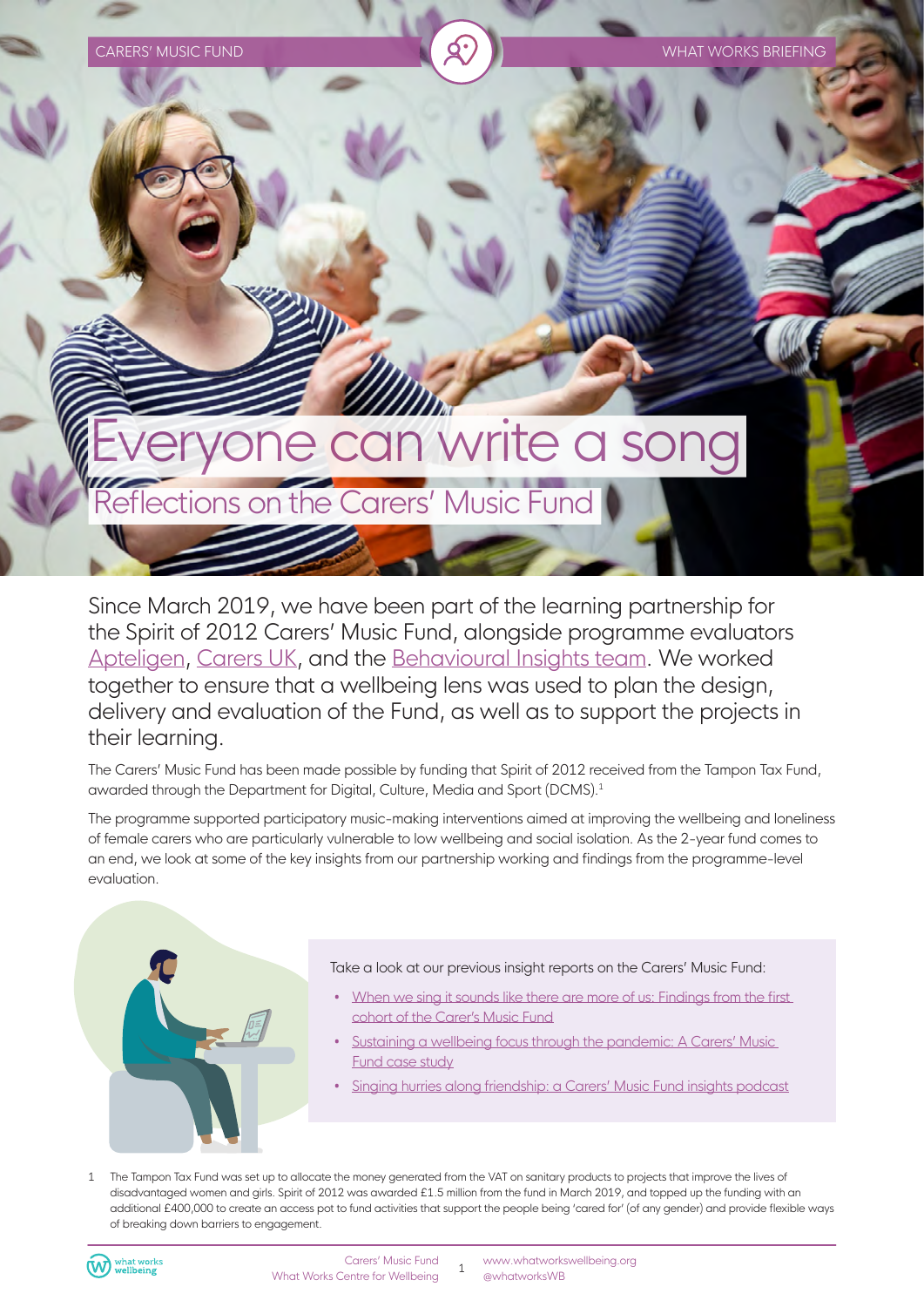# Everyone can write a song

## Reflections on the Carers' Music Fund

Since March 2019, we have been part of the learning partnership for the Spirit of 2012 Carers' Music Fund, alongside programme evaluators Apteligen, Carers UK, and the Behavioural Insights team. We worked together to ensure that a wellbeing lens was used to plan the design, delivery and evaluation of the Fund, as well as to support the projects in their learning.

The Carers' Music Fund has been made possible by funding that Spirit of 2012 received from the Tampon Tax Fund, awarded through the Department for Digital, Culture, Media and Sport (DCMS).[1]

The programme supported participatory music-making interventions aimed at improving the wellbeing and loneliness of female carers who are particularly vulnerable to low wellbeing and social isolation. As the 2-year fund comes to an end, we look at some of the key insights from our partnership working and findings from the programme-level evaluation.

Take a look at our previous insight reports on the Carers' Music Fund:

- When we sing it sounds like there are more of us: Findings from the first cohort of the Carer's Music Fund
- Sustaining a wellbeing focus through the pandemic: A Carers' Music Fund case study
- Singing hurries along friendship: a Carers' Music Fund insights podcast

1 The Tampon Tax Fund was set up to allocate the money generated from the VAT on sanitary products to projects that improve the lives of disadvantaged women and girls. Spirit of 2012 was awarded £1.5 million from the fund in March 2019, and topped up the funding with an additional £400,000 to create an access pot to fund activities that support the people being 'cared for' (of any gender) and provide flexible ways of breaking down barriers to engagement.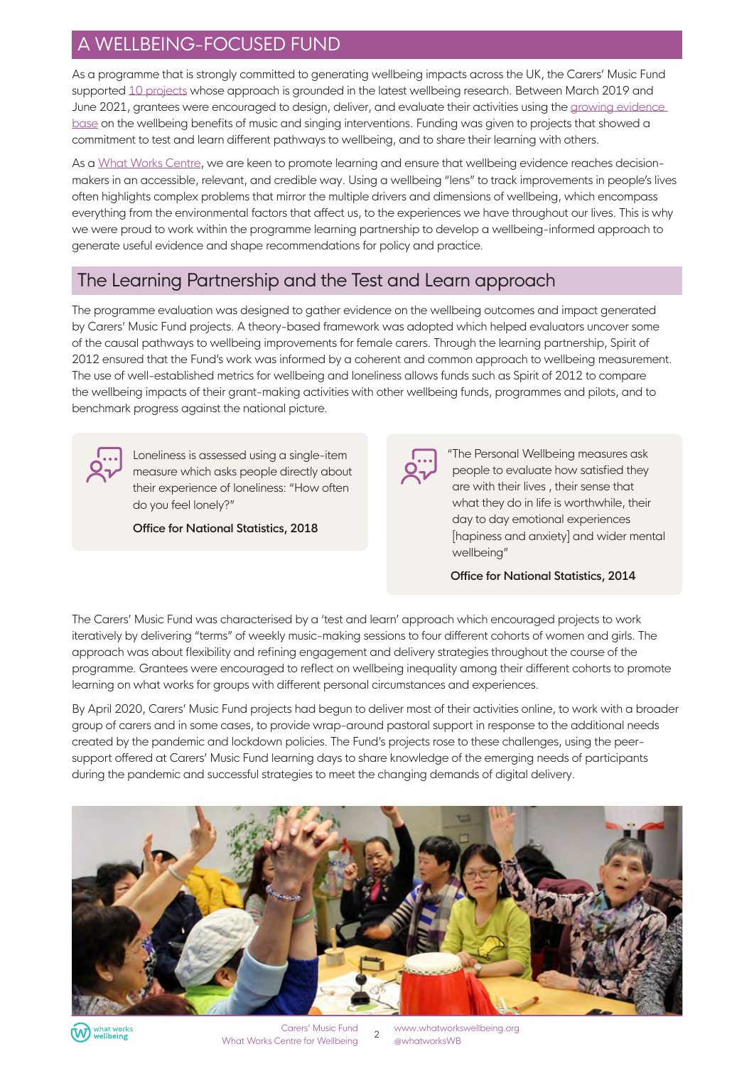## A WELLBEING-FOCUSED FUND

As a programme that is strongly committed to generating wellbeing impacts across the UK, the Carers' Music Fund supported 10 projects whose approach is grounded in the latest wellbeing research. Between March 2019 and June 2021, grantees were encouraged to design, deliver, and evaluate their activities using the growing evidence base on the wellbeing benefits of music and singing interventions. Funding was given to projects that showed a commitment to test and learn different pathways to wellbeing, and to share their learning with others.

As a What Works Centre, we are keen to promote learning and ensure that wellbeing evidence reaches decision-makers in an accessible, relevant, and credible way. Using a wellbeing "lens" to track improvements in people's lives often highlights complex problems that mirror the multiple drivers and dimensions of wellbeing, which encompass everything from the environmental factors that affect us, to the experiences we have throughout our lives. This is why we were proud to work within the programme learning partnership to develop a wellbeing-informed approach to generate useful evidence and shape recommendations for policy and practice.

### The Learning Partnership and the Test and Learn approach

The programme evaluation was designed to gather evidence on the wellbeing outcomes and impact generated by Carers' Music Fund projects. A theory-based framework was adopted which helped evaluators uncover some of the causal pathways to wellbeing improvements for female carers. Through the learning partnership, Spirit of 2012 ensured that the Fund's work was informed by a coherent and common approach to wellbeing measurement. The use of well-established metrics for wellbeing and loneliness allows funds such as Spirit of 2012 to compare the wellbeing impacts of their grant-making activities with other wellbeing funds, programmes and pilots, and to benchmark progress against the national picture.

> Loneliness is assessed using a single-item measure which asks people directly about their experience of loneliness: "How often do you feel lonely?"
>
> **Office for National Statistics, 2018**

> "The Personal Wellbeing measures ask people to evaluate how satisfied they are with their lives , their sense that what they do in life is worthwhile, their day to day emotional experiences [hapiness and anxiety] and wider mental wellbeing"
>
> **Office for National Statistics, 2014**

The Carers' Music Fund was characterised by a 'test and learn' approach which encouraged projects to work iteratively by delivering "terms" of weekly music-making sessions to four different cohorts of women and girls. The approach was about flexibility and refining engagement and delivery strategies throughout the course of the programme. Grantees were encouraged to reflect on wellbeing inequality among their different cohorts to promote learning on what works for groups with different personal circumstances and experiences.

By April 2020, Carers' Music Fund projects had begun to deliver most of their activities online, to work with a broader group of carers and in some cases, to provide wrap-around pastoral support in response to the additional needs created by the pandemic and lockdown policies. The Fund's projects rose to these challenges, using the peer-support offered at Carers' Music Fund learning days to share knowledge of the emerging needs of participants during the pandemic and successful strategies to meet the changing demands of digital delivery.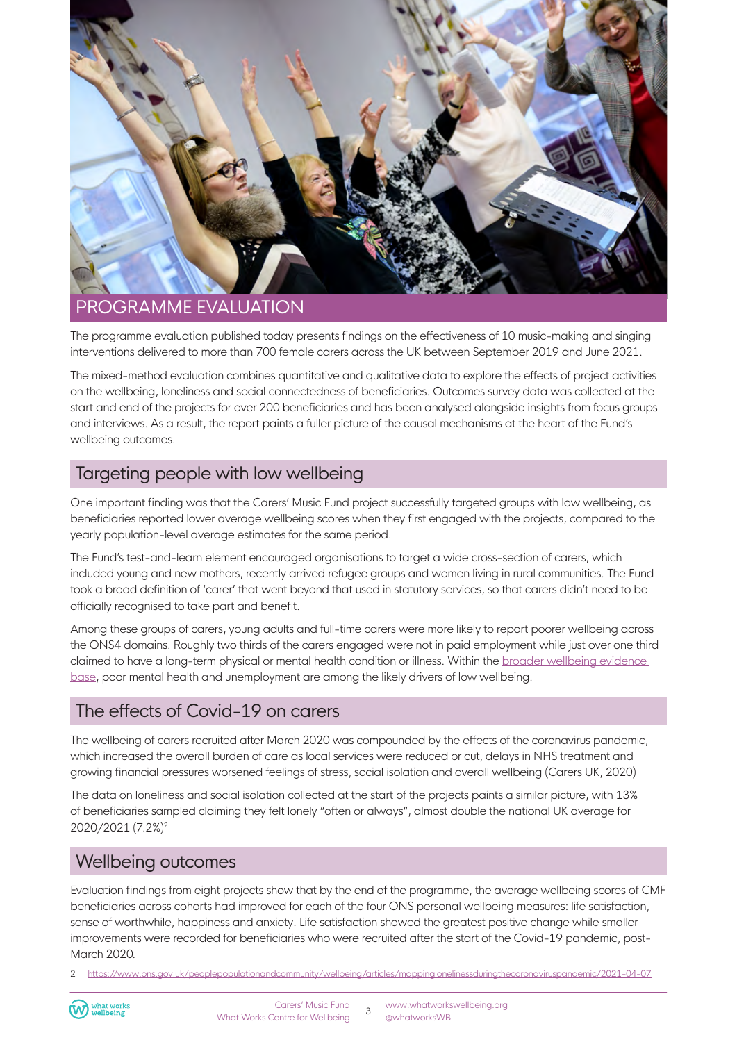## PROGRAMME EVALUATION

The programme evaluation published today presents findings on the effectiveness of 10 music-making and singing interventions delivered to more than 700 female carers across the UK between September 2019 and June 2021.

The mixed-method evaluation combines quantitative and qualitative data to explore the effects of project activities on the wellbeing, loneliness and social connectedness of beneficiaries. Outcomes survey data was collected at the start and end of the projects for over 200 beneficiaries and has been analysed alongside insights from focus groups and interviews. As a result, the report paints a fuller picture of the causal mechanisms at the heart of the Fund's wellbeing outcomes.

### Targeting people with low wellbeing

One important finding was that the Carers' Music Fund project successfully targeted groups with low wellbeing, as beneficiaries reported lower average wellbeing scores when they first engaged with the projects, compared to the yearly population-level average estimates for the same period.

The Fund's test-and-learn element encouraged organisations to target a wide cross-section of carers, which included young and new mothers, recently arrived refugee groups and women living in rural communities. The Fund took a broad definition of 'carer' that went beyond that used in statutory services, so that carers didn't need to be officially recognised to take part and benefit.

Among these groups of carers, young adults and full-time carers were more likely to report poorer wellbeing across the ONS4 domains. Roughly two thirds of the carers engaged were not in paid employment while just over one third claimed to have a long-term physical or mental health condition or illness. Within the broader wellbeing evidence base, poor mental health and unemployment are among the likely drivers of low wellbeing.

### The effects of Covid-19 on carers

The wellbeing of carers recruited after March 2020 was compounded by the effects of the coronavirus pandemic, which increased the overall burden of care as local services were reduced or cut, delays in NHS treatment and growing financial pressures worsened feelings of stress, social isolation and overall wellbeing (Carers UK, 2020)

The data on loneliness and social isolation collected at the start of the projects paints a similar picture, with 13% of beneficiaries sampled claiming they felt lonely "often or always", almost double the national UK average for 2020/2021 (7.2%)[2]

### Wellbeing outcomes

Evaluation findings from eight projects show that by the end of the programme, the average wellbeing scores of CMF beneficiaries across cohorts had improved for each of the four ONS personal wellbeing measures: life satisfaction, sense of worthwhile, happiness and anxiety. Life satisfaction showed the greatest positive change while smaller improvements were recorded for beneficiaries who were recruited after the start of the Covid-19 pandemic, post-March 2020.

2 https://www.ons.gov.uk/peoplepopulationandcommunity/wellbeing/articles/mappinglonelinessduringthecoronaviruspandemic/2021-04-07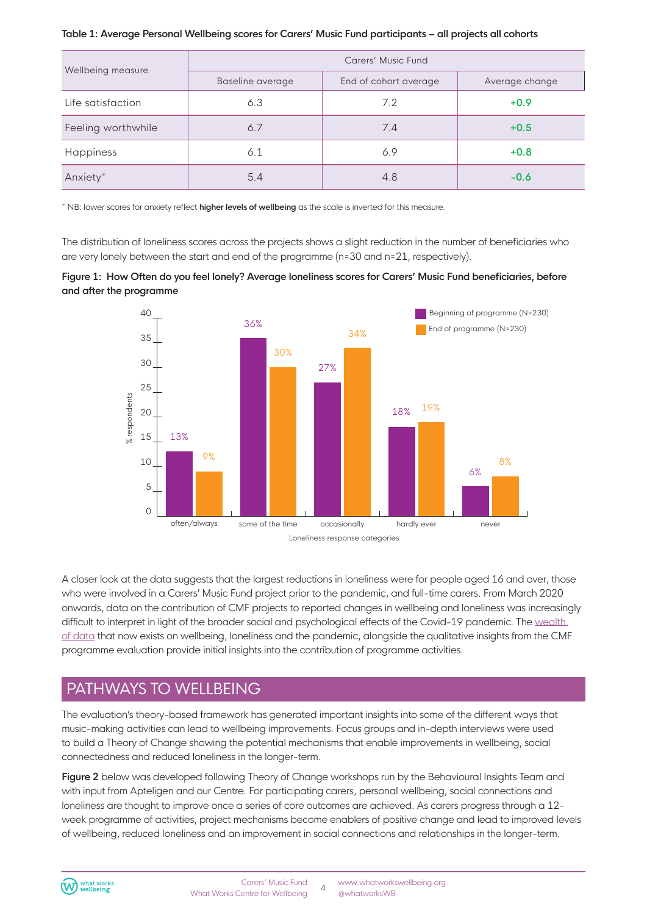**Table 1: Average Personal Wellbeing scores for Carers' Music Fund participants – all projects all cohorts**

| Wellbeing measure | Carers' Music Fund | | |
|---|---|---|---|
| | Baseline average | End of cohort average | Average change |
| Life satisfaction | 6.3 | 7.2 | **+0.9** |
| Feeling worthwhile | 6.7 | 7.4 | **+0.5** |
| Happiness | 6.1 | 6.9 | **+0.8** |
| Anxiety* | 5.4 | 4.8 | **-0.6** |

* NB: lower scores for anxiety reflect **higher levels of wellbeing** as the scale is inverted for this measure.

The distribution of loneliness scores across the projects shows a slight reduction in the number of beneficiaries who are very lonely between the start and end of the programme (n=30 and n=21, respectively).

**Figure 1: How Often do you feel lonely? Average loneliness scores for Carers' Music Fund beneficiaries, before and after the programme**

| Loneliness response categories | Beginning of programme (N=230) | End of programme (N=230) |
|---|---|---|
| often/always | 13% | 9% |
| some of the time | 36% | 30% |
| occasionally | 27% | 34% |
| hardly ever | 18% | 19% |
| never | 6% | 8% |

A closer look at the data suggests that the largest reductions in loneliness were for people aged 16 and over, those who were involved in a Carers' Music Fund project prior to the pandemic, and full-time carers. From March 2020 onwards, data on the contribution of CMF projects to reported changes in wellbeing and loneliness was increasingly difficult to interpret in light of the broader social and psychological effects of the Covid-19 pandemic. The wealth of data that now exists on wellbeing, loneliness and the pandemic, alongside the qualitative insights from the CMF programme evaluation provide initial insights into the contribution of programme activities.

## PATHWAYS TO WELLBEING

The evaluation's theory-based framework has generated important insights into some of the different ways that music-making activities can lead to wellbeing improvements. Focus groups and in-depth interviews were used to build a Theory of Change showing the potential mechanisms that enable improvements in wellbeing, social connectedness and reduced loneliness in the longer-term.

**Figure 2** below was developed following Theory of Change workshops run by the Behavioural Insights Team and with input from Apteligen and our Centre. For participating carers, personal wellbeing, social connections and loneliness are thought to improve once a series of core outcomes are achieved. As carers progress through a 12-week programme of activities, project mechanisms become enablers of positive change and lead to improved levels of wellbeing, reduced loneliness and an improvement in social connections and relationships in the longer-term.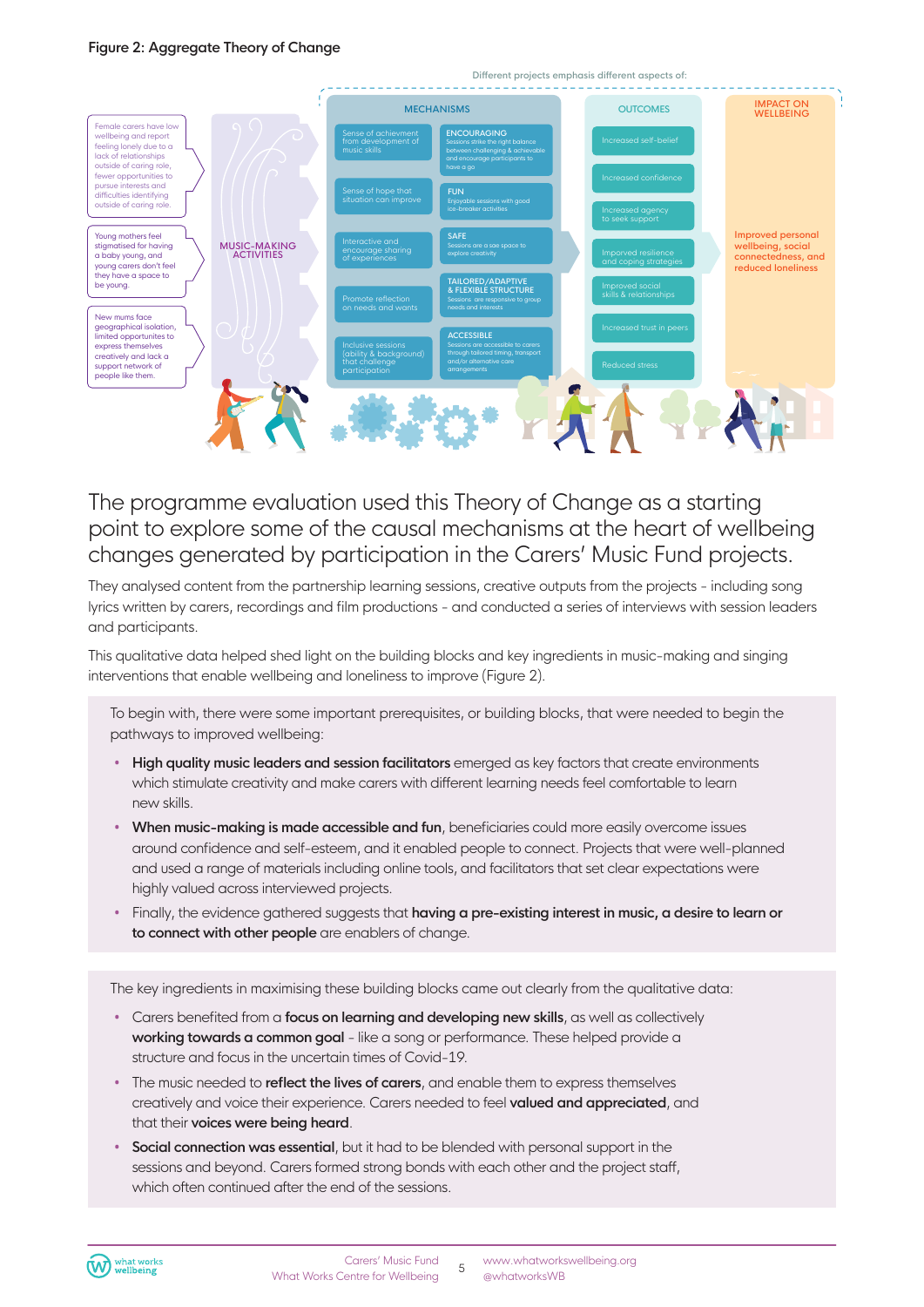**Figure 2: Aggregate Theory of Change**

Different projects emphasis different aspects of:

| Context | Activities | Mechanisms | | Outcomes | Impact on wellbeing |
|---|---|---|---|---|---|
| Female carers have low wellbeing and report feeling lonely due to a lack of relationships outside of caring role, fewer opportunities to pursue interests and difficulties identifying outside of caring role. | MUSIC-MAKING ACTIVITIES | Sense of achievment from development of music skills | ENCOURAGING: Sessions strike the right balance between challenging & achievable and encourage participants to have a go | Increased self-belief | Improved personal wellbeing, social connectedness, and reduced loneliness |
| Young mothers feel stigmatised for having a baby young, and young carers don't feel they have a space to be young. | | Sense of hope that situation can improve | FUN: Enjoyable sessions with good ice-breaker activities | Increased confidence | |
| New mums face geographical isolation, limited opportunites to express themselves creatively and lack a support network of people like them. | | Interactive and encourage sharing of experiences | SAFE: Sessions are a sae space to explore creativity | Increased agency to seek support | |
| | | Promote reflection on needs and wants | TAILORED/ADAPTIVE & FLEXIBLE STRUCTURE: Sessions are responsive to group needs and interests | Improved resilience and coping strategies | |
| | | Inclusive sessions (ability & background) that challenge participation | ACCESSIBLE: Sessions are accessible to carers through tailored timing, transport and/or alternative care arrangements | Improved social skills & relationships | |
| | | | | Increased trust in peers | |
| | | | | Reduced stress | |

The programme evaluation used this Theory of Change as a starting point to explore some of the causal mechanisms at the heart of wellbeing changes generated by participation in the Carers' Music Fund projects.

They analysed content from the partnership learning sessions, creative outputs from the projects - including song lyrics written by carers, recordings and film productions - and conducted a series of interviews with session leaders and participants.

This qualitative data helped shed light on the building blocks and key ingredients in music-making and singing interventions that enable wellbeing and loneliness to improve (Figure 2).

To begin with, there were some important prerequisites, or building blocks, that were needed to begin the pathways to improved wellbeing:

- **High quality music leaders and session facilitators** emerged as key factors that create environments which stimulate creativity and make carers with different learning needs feel comfortable to learn new skills.
- **When music-making is made accessible and fun**, beneficiaries could more easily overcome issues around confidence and self-esteem, and it enabled people to connect. Projects that were well-planned and used a range of materials including online tools, and facilitators that set clear expectations were highly valued across interviewed projects.
- Finally, the evidence gathered suggests that **having a pre-existing interest in music, a desire to learn or to connect with other people** are enablers of change.

The key ingredients in maximising these building blocks came out clearly from the qualitative data:

- Carers benefited from a **focus on learning and developing new skills**, as well as collectively **working towards a common goal** - like a song or performance. These helped provide a structure and focus in the uncertain times of Covid-19.
- The music needed to **reflect the lives of carers**, and enable them to express themselves creatively and voice their experience. Carers needed to feel **valued and appreciated**, and that their **voices were being heard**.
- **Social connection was essential**, but it had to be blended with personal support in the sessions and beyond. Carers formed strong bonds with each other and the project staff, which often continued after the end of the sessions.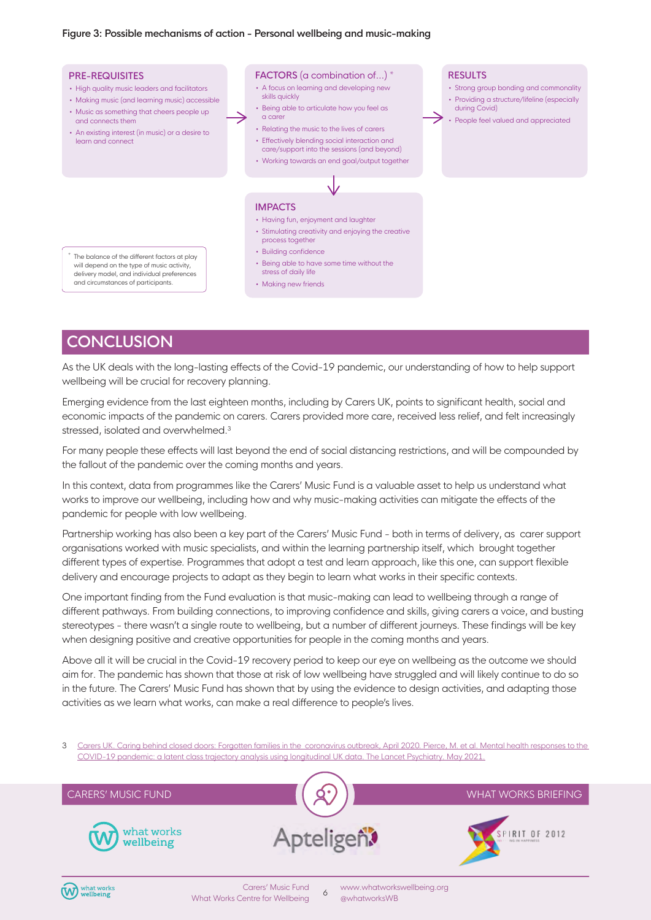**Figure 3: Possible mechanisms of action - Personal wellbeing and music-making**

PRE-REQUISITES

- High quality music leaders and facilitators
- Making music (and learning music) accessible
- Music as something that cheers people up and connects them
- An existing interest (in music) or a desire to learn and connect

FACTORS (a combination of...) *

- A focus on learning and developing new skills quickly
- Being able to articulate how you feel as a carer
- Relating the music to the lives of carers
- Effectively blending social interaction and care/support into the sessions (and beyond)
- Working towards an end goal/output together

RESULTS

- Strong group bonding and commonality
- Providing a structure/lifeline (especially during Covid)
- People feel valued and appreciated

IMPACTS

- Having fun, enjoyment and laughter
- Stimulating creativity and enjoying the creative process together
- Building confidence
- Being able to have some time without the stress of daily life
- Making new friends

* The balance of the different factors at play will depend on the type of music activity, delivery model, and individual preferences and circumstances of participants.

## CONCLUSION

As the UK deals with the long-lasting effects of the Covid-19 pandemic, our understanding of how to help support wellbeing will be crucial for recovery planning.

Emerging evidence from the last eighteen months, including by Carers UK, points to significant health, social and economic impacts of the pandemic on carers. Carers provided more care, received less relief, and felt increasingly stressed, isolated and overwhelmed.[3]

For many people these effects will last beyond the end of social distancing restrictions, and will be compounded by the fallout of the pandemic over the coming months and years.

In this context, data from programmes like the Carers' Music Fund is a valuable asset to help us understand what works to improve our wellbeing, including how and why music-making activities can mitigate the effects of the pandemic for people with low wellbeing.

Partnership working has also been a key part of the Carers' Music Fund - both in terms of delivery, as carer support organisations worked with music specialists, and within the learning partnership itself, which brought together different types of expertise. Programmes that adopt a test and learn approach, like this one, can support flexible delivery and encourage projects to adapt as they begin to learn what works in their specific contexts.

One important finding from the Fund evaluation is that music-making can lead to wellbeing through a range of different pathways. From building connections, to improving confidence and skills, giving carers a voice, and busting stereotypes - there wasn't a single route to wellbeing, but a number of different journeys. These findings will be key when designing positive and creative opportunities for people in the coming months and years.

Above all it will be crucial in the Covid-19 recovery period to keep our eye on wellbeing as the outcome we should aim for. The pandemic has shown that those at risk of low wellbeing have struggled and will likely continue to do so in the future. The Carers' Music Fund has shown that by using the evidence to design activities, and adapting those activities as we learn what works, can make a real difference to people's lives.

3 Carers UK. Caring behind closed doors: Forgotten families in the coronavirus outbreak, April 2020. Pierce, M. et al. Mental health responses to the COVID-19 pandemic: a latent class trajectory analysis using longitudinal UK data. The Lancet Psychiatry. May 2021.

CARERS' MUSIC FUND — WHAT WORKS BRIEFING

what works wellbeing — Apteligen — SPIRIT OF 2012

www.whatworkswellbeing.org
@whatworksWB